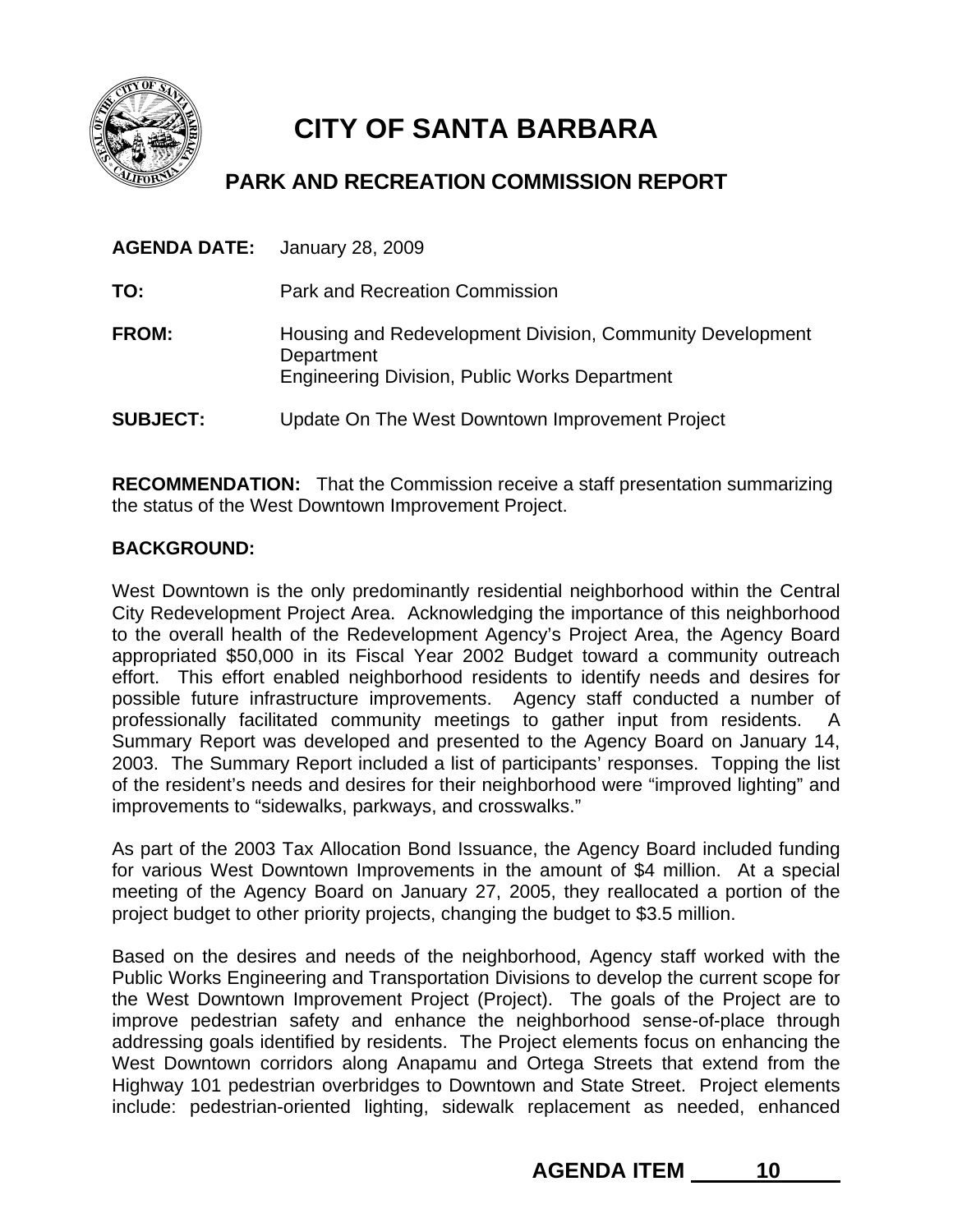# CITY OF SANTA BARBARA

## PARK AND RECREATION COMMISSION REPORT

**AGENDA DATE:** January 28, 2009

**TO:** Park and Recreation Commission

**FROM:** Housing and Redevelopment Division, Community Development Department
Engineering Division, Public Works Department

**SUBJECT:** Update On The West Downtown Improvement Project

**RECOMMENDATION:** That the Commission receive a staff presentation summarizing the status of the West Downtown Improvement Project.

**BACKGROUND:**

West Downtown is the only predominantly residential neighborhood within the Central City Redevelopment Project Area. Acknowledging the importance of this neighborhood to the overall health of the Redevelopment Agency's Project Area, the Agency Board appropriated $50,000 in its Fiscal Year 2002 Budget toward a community outreach effort. This effort enabled neighborhood residents to identify needs and desires for possible future infrastructure improvements. Agency staff conducted a number of professionally facilitated community meetings to gather input from residents. A Summary Report was developed and presented to the Agency Board on January 14, 2003. The Summary Report included a list of participants' responses. Topping the list of the resident's needs and desires for their neighborhood were "improved lighting" and improvements to "sidewalks, parkways, and crosswalks."

As part of the 2003 Tax Allocation Bond Issuance, the Agency Board included funding for various West Downtown Improvements in the amount of $4 million. At a special meeting of the Agency Board on January 27, 2005, they reallocated a portion of the project budget to other priority projects, changing the budget to $3.5 million.

Based on the desires and needs of the neighborhood, Agency staff worked with the Public Works Engineering and Transportation Divisions to develop the current scope for the West Downtown Improvement Project (Project). The goals of the Project are to improve pedestrian safety and enhance the neighborhood sense-of-place through addressing goals identified by residents. The Project elements focus on enhancing the West Downtown corridors along Anapamu and Ortega Streets that extend from the Highway 101 pedestrian overbridges to Downtown and State Street. Project elements include: pedestrian-oriented lighting, sidewalk replacement as needed, enhanced

**AGENDA ITEM 10**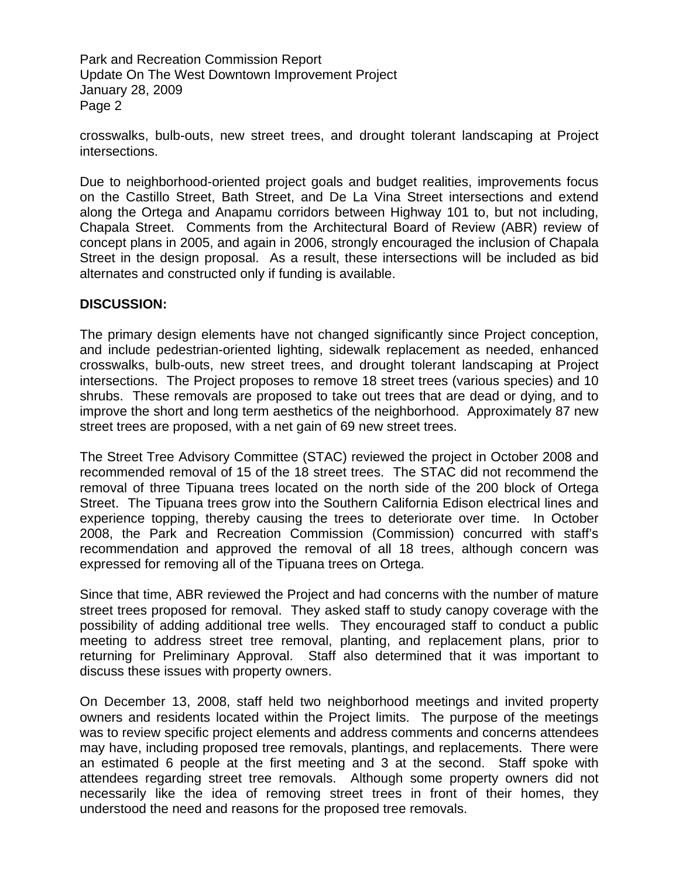crosswalks, bulb-outs, new street trees, and drought tolerant landscaping at Project intersections.

Due to neighborhood-oriented project goals and budget realities, improvements focus on the Castillo Street, Bath Street, and De La Vina Street intersections and extend along the Ortega and Anapamu corridors between Highway 101 to, but not including, Chapala Street. Comments from the Architectural Board of Review (ABR) review of concept plans in 2005, and again in 2006, strongly encouraged the inclusion of Chapala Street in the design proposal. As a result, these intersections will be included as bid alternates and constructed only if funding is available.

**DISCUSSION:**

The primary design elements have not changed significantly since Project conception, and include pedestrian-oriented lighting, sidewalk replacement as needed, enhanced crosswalks, bulb-outs, new street trees, and drought tolerant landscaping at Project intersections. The Project proposes to remove 18 street trees (various species) and 10 shrubs. These removals are proposed to take out trees that are dead or dying, and to improve the short and long term aesthetics of the neighborhood. Approximately 87 new street trees are proposed, with a net gain of 69 new street trees.

The Street Tree Advisory Committee (STAC) reviewed the project in October 2008 and recommended removal of 15 of the 18 street trees. The STAC did not recommend the removal of three Tipuana trees located on the north side of the 200 block of Ortega Street. The Tipuana trees grow into the Southern California Edison electrical lines and experience topping, thereby causing the trees to deteriorate over time. In October 2008, the Park and Recreation Commission (Commission) concurred with staff's recommendation and approved the removal of all 18 trees, although concern was expressed for removing all of the Tipuana trees on Ortega.

Since that time, ABR reviewed the Project and had concerns with the number of mature street trees proposed for removal. They asked staff to study canopy coverage with the possibility of adding additional tree wells. They encouraged staff to conduct a public meeting to address street tree removal, planting, and replacement plans, prior to returning for Preliminary Approval. Staff also determined that it was important to discuss these issues with property owners.

On December 13, 2008, staff held two neighborhood meetings and invited property owners and residents located within the Project limits. The purpose of the meetings was to review specific project elements and address comments and concerns attendees may have, including proposed tree removals, plantings, and replacements. There were an estimated 6 people at the first meeting and 3 at the second. Staff spoke with attendees regarding street tree removals. Although some property owners did not necessarily like the idea of removing street trees in front of their homes, they understood the need and reasons for the proposed tree removals.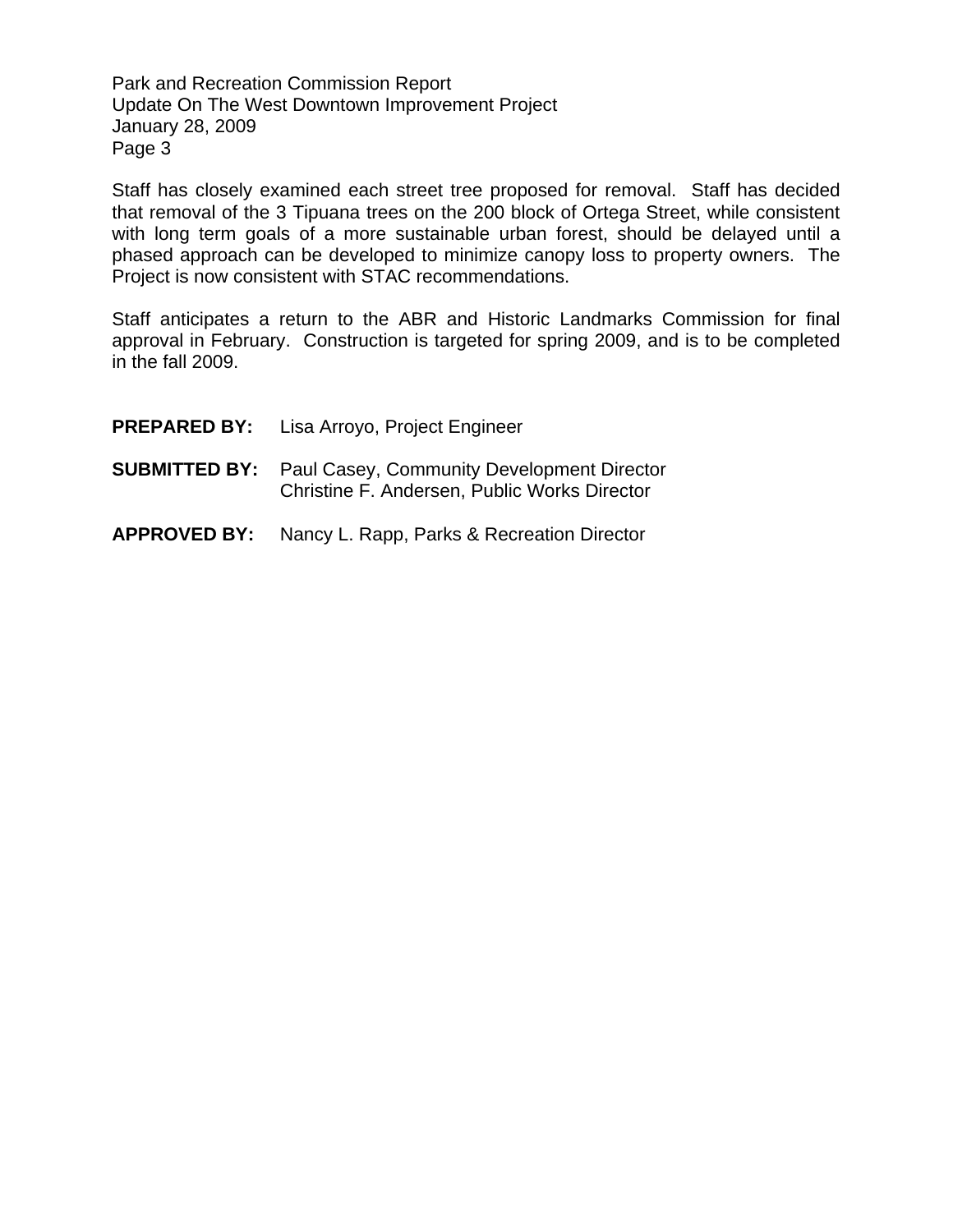Staff has closely examined each street tree proposed for removal. Staff has decided that removal of the 3 Tipuana trees on the 200 block of Ortega Street, while consistent with long term goals of a more sustainable urban forest, should be delayed until a phased approach can be developed to minimize canopy loss to property owners. The Project is now consistent with STAC recommendations.

Staff anticipates a return to the ABR and Historic Landmarks Commission for final approval in February. Construction is targeted for spring 2009, and is to be completed in the fall 2009.

**PREPARED BY:** Lisa Arroyo, Project Engineer

**SUBMITTED BY:** Paul Casey, Community Development Director
Christine F. Andersen, Public Works Director

**APPROVED BY:** Nancy L. Rapp, Parks & Recreation Director